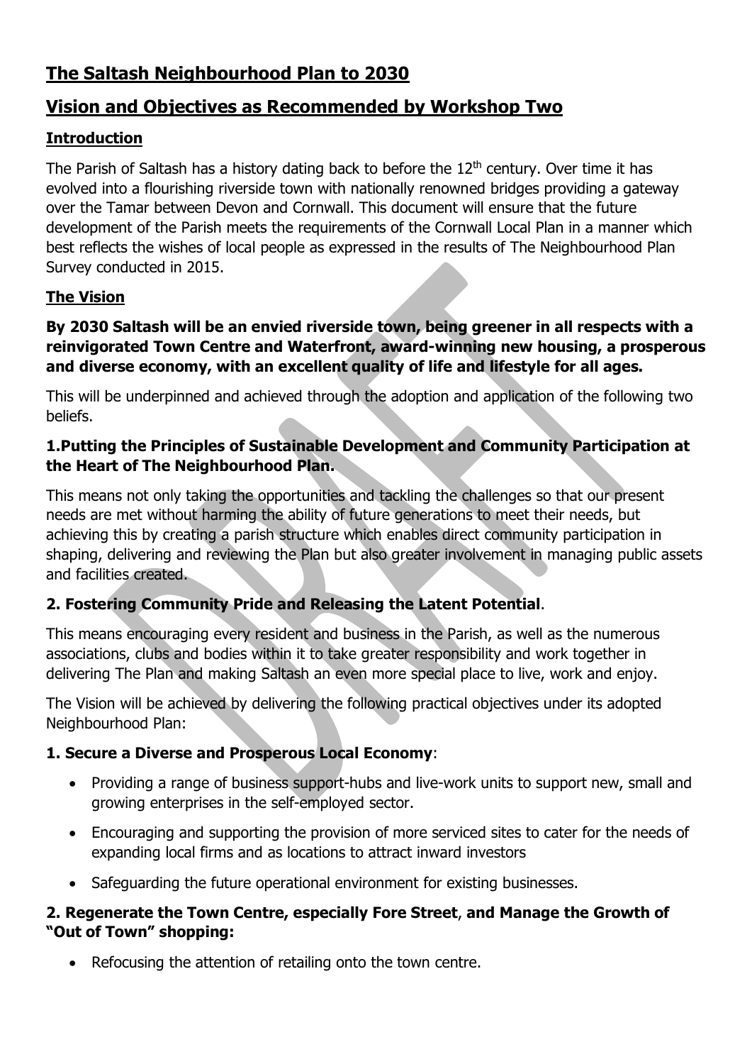# The Saltash Neighbourhood Plan to 2030

## Vision and Objectives as Recommended by Workshop Two

### Introduction

The Parish of Saltash has a history dating back to before the 12th century. Over time it has evolved into a flourishing riverside town with nationally renowned bridges providing a gateway over the Tamar between Devon and Cornwall. This document will ensure that the future development of the Parish meets the requirements of the Cornwall Local Plan in a manner which best reflects the wishes of local people as expressed in the results of The Neighbourhood Plan Survey conducted in 2015.

### The Vision

**By 2030 Saltash will be an envied riverside town, being greener in all respects with a reinvigorated Town Centre and Waterfront, award-winning new housing, a prosperous and diverse economy, with an excellent quality of life and lifestyle for all ages.**

This will be underpinned and achieved through the adoption and application of the following two beliefs.

**1.Putting the Principles of Sustainable Development and Community Participation at the Heart of The Neighbourhood Plan.**

This means not only taking the opportunities and tackling the challenges so that our present needs are met without harming the ability of future generations to meet their needs, but achieving this by creating a parish structure which enables direct community participation in shaping, delivering and reviewing the Plan but also greater involvement in managing public assets and facilities created.

**2. Fostering Community Pride and Releasing the Latent Potential**.

This means encouraging every resident and business in the Parish, as well as the numerous associations, clubs and bodies within it to take greater responsibility and work together in delivering The Plan and making Saltash an even more special place to live, work and enjoy.

The Vision will be achieved by delivering the following practical objectives under its adopted Neighbourhood Plan:

**1. Secure a Diverse and Prosperous Local Economy**:

- Providing a range of business support-hubs and live-work units to support new, small and growing enterprises in the self-employed sector.
- Encouraging and supporting the provision of more serviced sites to cater for the needs of expanding local firms and as locations to attract inward investors
- Safeguarding the future operational environment for existing businesses.

**2. Regenerate the Town Centre, especially Fore Street**, **and Manage the Growth of "Out of Town" shopping:**

- Refocusing the attention of retailing onto the town centre.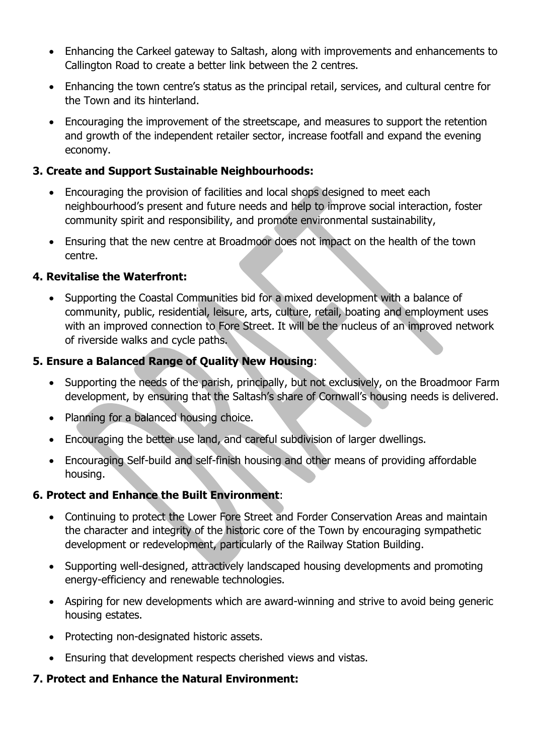- Enhancing the Carkeel gateway to Saltash, along with improvements and enhancements to Callington Road to create a better link between the 2 centres.
- Enhancing the town centre's status as the principal retail, services, and cultural centre for the Town and its hinterland.
- Encouraging the improvement of the streetscape, and measures to support the retention and growth of the independent retailer sector, increase footfall and expand the evening economy.

**3. Create and Support Sustainable Neighbourhoods:**

- Encouraging the provision of facilities and local shops designed to meet each neighbourhood's present and future needs and help to improve social interaction, foster community spirit and responsibility, and promote environmental sustainability,
- Ensuring that the new centre at Broadmoor does not impact on the health of the town centre.

**4. Revitalise the Waterfront:**

- Supporting the Coastal Communities bid for a mixed development with a balance of community, public, residential, leisure, arts, culture, retail, boating and employment uses with an improved connection to Fore Street. It will be the nucleus of an improved network of riverside walks and cycle paths.

**5. Ensure a Balanced Range of Quality New Housing**:

- Supporting the needs of the parish, principally, but not exclusively, on the Broadmoor Farm development, by ensuring that the Saltash's share of Cornwall's housing needs is delivered.
- Planning for a balanced housing choice.
- Encouraging the better use land, and careful subdivision of larger dwellings.
- Encouraging Self-build and self-finish housing and other means of providing affordable housing.

**6. Protect and Enhance the Built Environment**:

- Continuing to protect the Lower Fore Street and Forder Conservation Areas and maintain the character and integrity of the historic core of the Town by encouraging sympathetic development or redevelopment, particularly of the Railway Station Building.
- Supporting well-designed, attractively landscaped housing developments and promoting energy-efficiency and renewable technologies.
- Aspiring for new developments which are award-winning and strive to avoid being generic housing estates.
- Protecting non-designated historic assets.
- Ensuring that development respects cherished views and vistas.

**7. Protect and Enhance the Natural Environment:**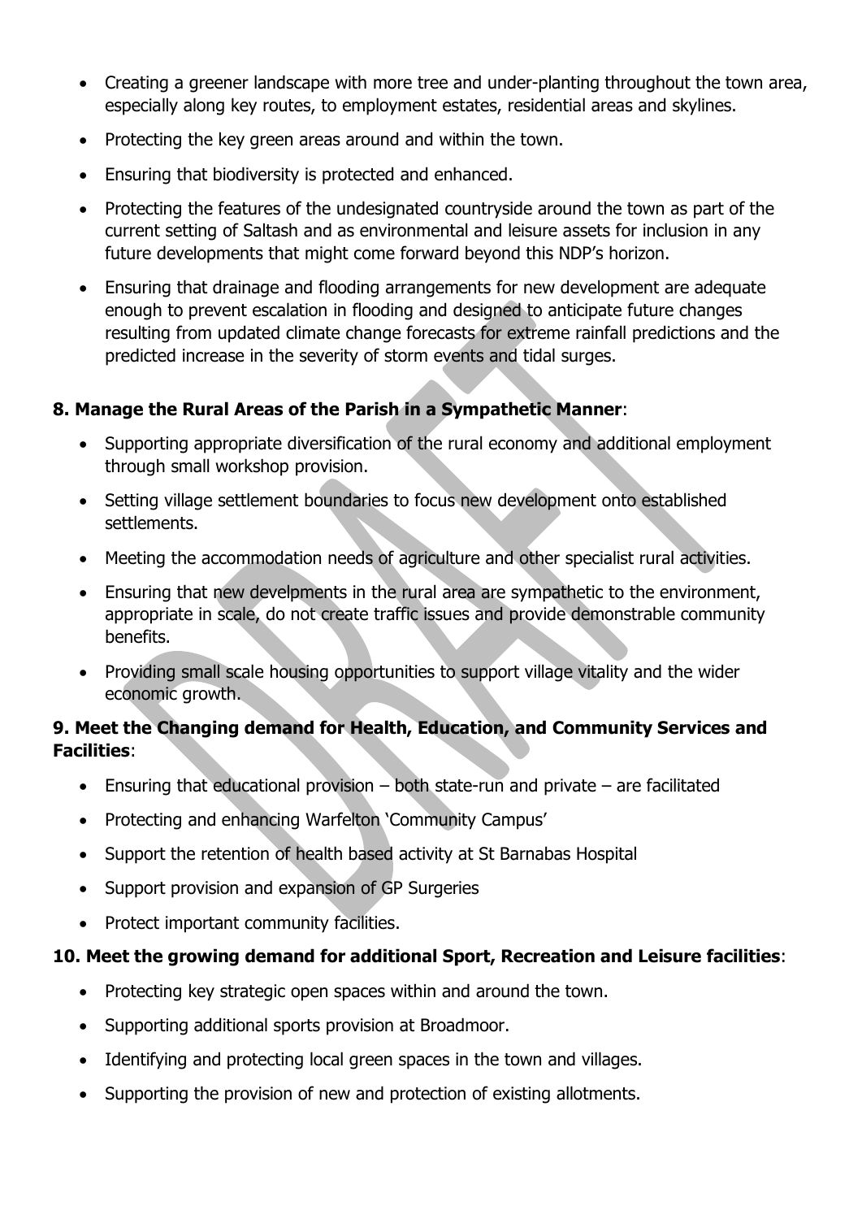- Creating a greener landscape with more tree and under-planting throughout the town area, especially along key routes, to employment estates, residential areas and skylines.
- Protecting the key green areas around and within the town.
- Ensuring that biodiversity is protected and enhanced.
- Protecting the features of the undesignated countryside around the town as part of the current setting of Saltash and as environmental and leisure assets for inclusion in any future developments that might come forward beyond this NDP's horizon.
- Ensuring that drainage and flooding arrangements for new development are adequate enough to prevent escalation in flooding and designed to anticipate future changes resulting from updated climate change forecasts for extreme rainfall predictions and the predicted increase in the severity of storm events and tidal surges.

**8. Manage the Rural Areas of the Parish in a Sympathetic Manner**:

- Supporting appropriate diversification of the rural economy and additional employment through small workshop provision.
- Setting village settlement boundaries to focus new development onto established settlements.
- Meeting the accommodation needs of agriculture and other specialist rural activities.
- Ensuring that new develpments in the rural area are sympathetic to the environment, appropriate in scale, do not create traffic issues and provide demonstrable community benefits.
- Providing small scale housing opportunities to support village vitality and the wider economic growth.

**9. Meet the Changing demand for Health, Education, and Community Services and Facilities**:

- Ensuring that educational provision – both state-run and private – are facilitated
- Protecting and enhancing Warfelton 'Community Campus'
- Support the retention of health based activity at St Barnabas Hospital
- Support provision and expansion of GP Surgeries
- Protect important community facilities.

**10. Meet the growing demand for additional Sport, Recreation and Leisure facilities**:

- Protecting key strategic open spaces within and around the town.
- Supporting additional sports provision at Broadmoor.
- Identifying and protecting local green spaces in the town and villages.
- Supporting the provision of new and protection of existing allotments.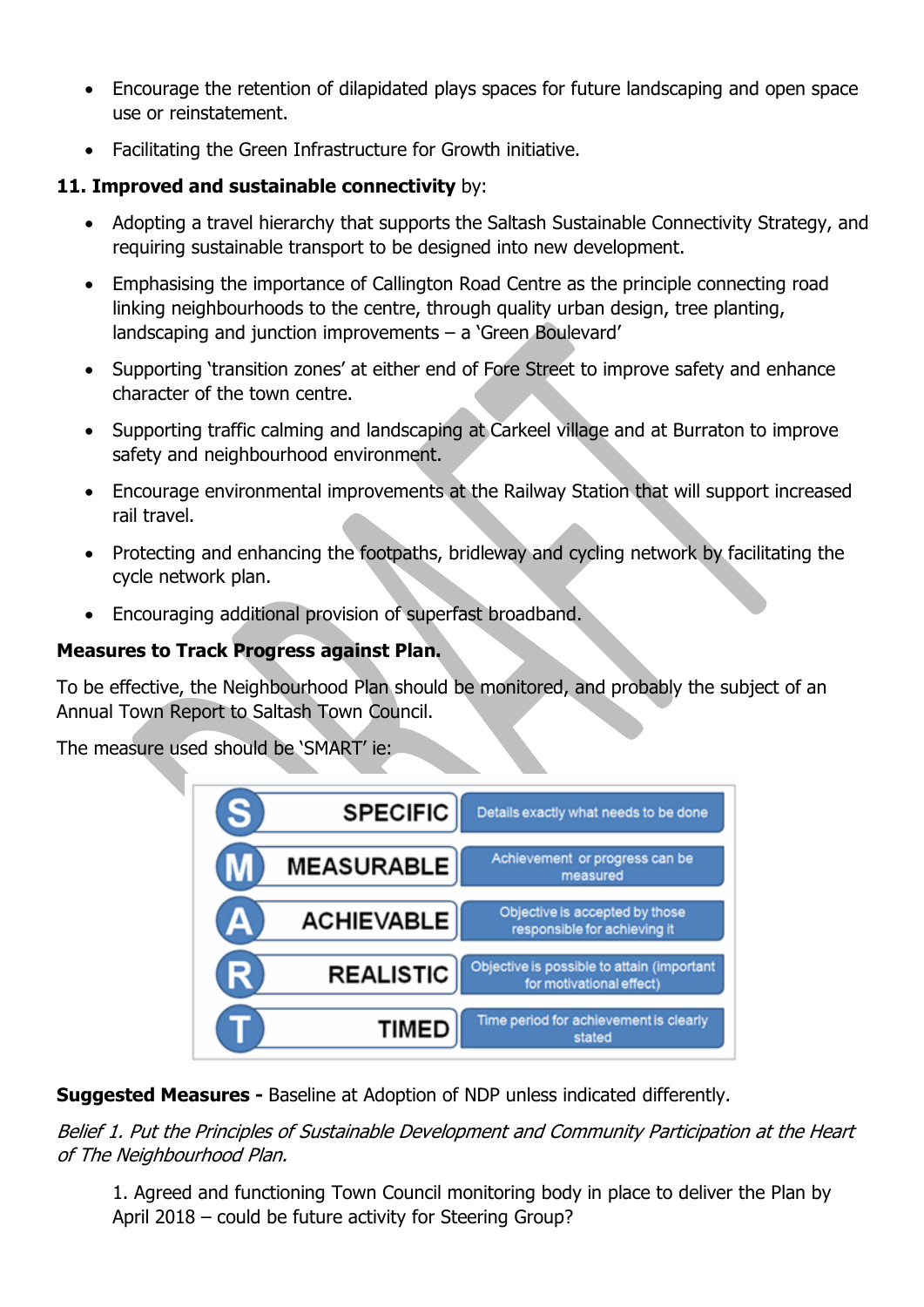- Encourage the retention of dilapidated plays spaces for future landscaping and open space use or reinstatement.
- Facilitating the Green Infrastructure for Growth initiative.

**11. Improved and sustainable connectivity** by:

- Adopting a travel hierarchy that supports the Saltash Sustainable Connectivity Strategy, and requiring sustainable transport to be designed into new development.
- Emphasising the importance of Callington Road Centre as the principle connecting road linking neighbourhoods to the centre, through quality urban design, tree planting, landscaping and junction improvements – a 'Green Boulevard'
- Supporting 'transition zones' at either end of Fore Street to improve safety and enhance character of the town centre.
- Supporting traffic calming and landscaping at Carkeel village and at Burraton to improve safety and neighbourhood environment.
- Encourage environmental improvements at the Railway Station that will support increased rail travel.
- Protecting and enhancing the footpaths, bridleway and cycling network by facilitating the cycle network plan.
- Encouraging additional provision of superfast broadband.

**Measures to Track Progress against Plan.**

To be effective, the Neighbourhood Plan should be monitored, and probably the subject of an Annual Town Report to Saltash Town Council.

The measure used should be 'SMART' ie:

| | | |
|---|---|---|
| S | SPECIFIC | Details exactly what needs to be done |
| M | MEASURABLE | Achievement or progress can be measured |
| A | ACHIEVABLE | Objective is accepted by those responsible for achieving it |
| R | REALISTIC | Objective is possible to attain (important for motivational effect) |
| T | TIMED | Time period for achievement is clearly stated |

**Suggested Measures -** Baseline at Adoption of NDP unless indicated differently.

*Belief 1. Put the Principles of Sustainable Development and Community Participation at the Heart of The Neighbourhood Plan.*

1. Agreed and functioning Town Council monitoring body in place to deliver the Plan by April 2018 – could be future activity for Steering Group?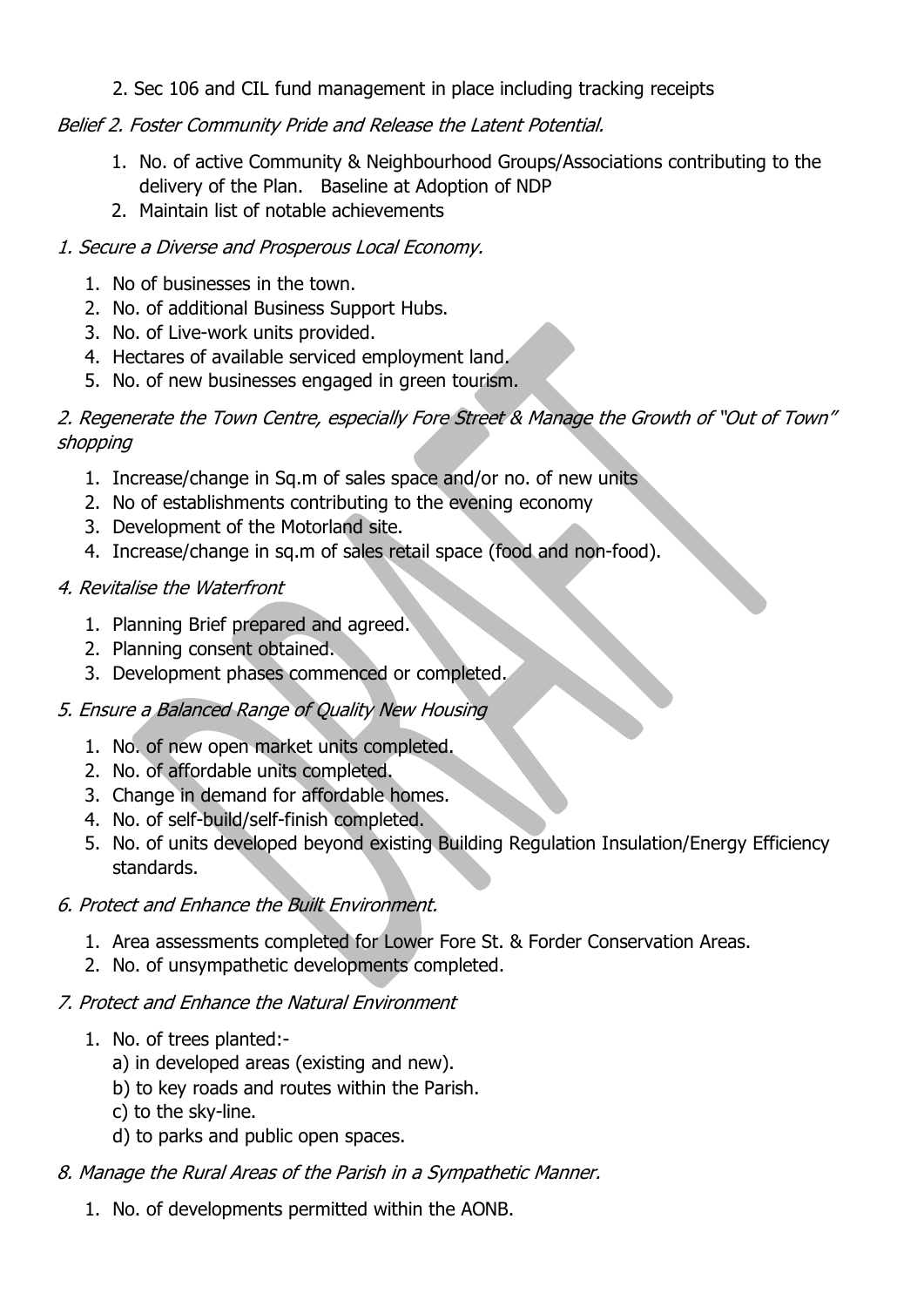2. Sec 106 and CIL fund management in place including tracking receipts

*Belief 2. Foster Community Pride and Release the Latent Potential.*

1. No. of active Community & Neighbourhood Groups/Associations contributing to the delivery of the Plan. Baseline at Adoption of NDP
2. Maintain list of notable achievements

*1. Secure a Diverse and Prosperous Local Economy.*

1. No of businesses in the town.
2. No. of additional Business Support Hubs.
3. No. of Live-work units provided.
4. Hectares of available serviced employment land.
5. No. of new businesses engaged in green tourism.

*2. Regenerate the Town Centre, especially Fore Street & Manage the Growth of "Out of Town" shopping*

1. Increase/change in Sq.m of sales space and/or no. of new units
2. No of establishments contributing to the evening economy
3. Development of the Motorland site.
4. Increase/change in sq.m of sales retail space (food and non-food).

*4. Revitalise the Waterfront*

1. Planning Brief prepared and agreed.
2. Planning consent obtained.
3. Development phases commenced or completed.

*5. Ensure a Balanced Range of Quality New Housing*

1. No. of new open market units completed.
2. No. of affordable units completed.
3. Change in demand for affordable homes.
4. No. of self-build/self-finish completed.
5. No. of units developed beyond existing Building Regulation Insulation/Energy Efficiency standards.

*6. Protect and Enhance the Built Environment.*

1. Area assessments completed for Lower Fore St. & Forder Conservation Areas.
2. No. of unsympathetic developments completed.

*7. Protect and Enhance the Natural Environment*

1. No. of trees planted:-
   a) in developed areas (existing and new).
   b) to key roads and routes within the Parish.
   c) to the sky-line.
   d) to parks and public open spaces.

*8. Manage the Rural Areas of the Parish in a Sympathetic Manner.*

1. No. of developments permitted within the AONB.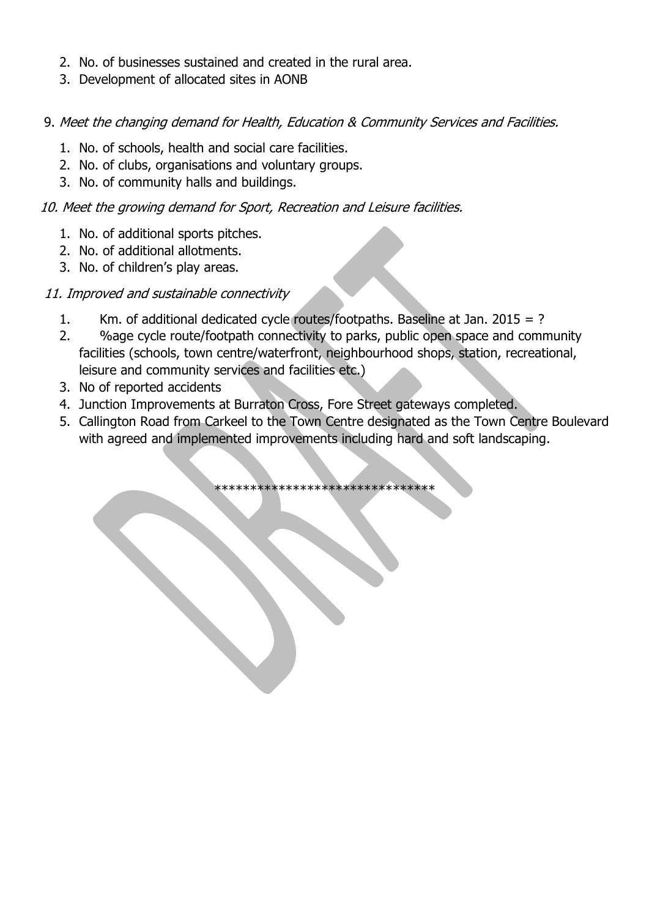2. No. of businesses sustained and created in the rural area.
3. Development of allocated sites in AONB

9. *Meet the changing demand for Health, Education & Community Services and Facilities.*

1. No. of schools, health and social care facilities.
2. No. of clubs, organisations and voluntary groups.
3. No. of community halls and buildings.

*10. Meet the growing demand for Sport, Recreation and Leisure facilities.*

1. No. of additional sports pitches.
2. No. of additional allotments.
3. No. of children's play areas.

*11. Improved and sustainable connectivity*

1. Km. of additional dedicated cycle routes/footpaths. Baseline at Jan. 2015 = ?
2. %age cycle route/footpath connectivity to parks, public open space and community facilities (schools, town centre/waterfront, neighbourhood shops, station, recreational, leisure and community services and facilities etc.)
3. No of reported accidents
4. Junction Improvements at Burraton Cross, Fore Street gateways completed.
5. Callington Road from Carkeel to the Town Centre designated as the Town Centre Boulevard with agreed and implemented improvements including hard and soft landscaping.

******************************

DRAFT